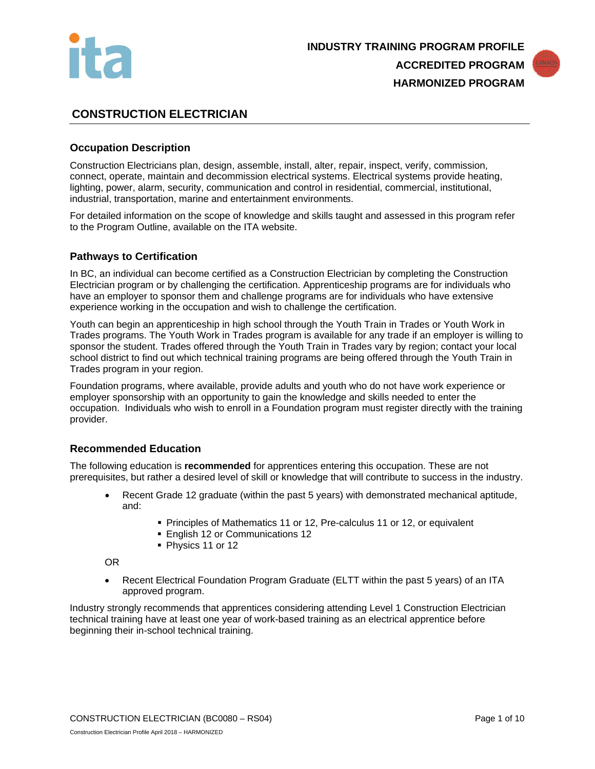**INDUSTRY TRAINING PROGRAM PROFILE**
**ACCREDITED PROGRAM**
**HARMONIZED PROGRAM**

# CONSTRUCTION ELECTRICIAN

## Occupation Description

Construction Electricians plan, design, assemble, install, alter, repair, inspect, verify, commission, connect, operate, maintain and decommission electrical systems. Electrical systems provide heating, lighting, power, alarm, security, communication and control in residential, commercial, institutional, industrial, transportation, marine and entertainment environments.

For detailed information on the scope of knowledge and skills taught and assessed in this program refer to the Program Outline, available on the ITA website.

## Pathways to Certification

In BC, an individual can become certified as a Construction Electrician by completing the Construction Electrician program or by challenging the certification. Apprenticeship programs are for individuals who have an employer to sponsor them and challenge programs are for individuals who have extensive experience working in the occupation and wish to challenge the certification.

Youth can begin an apprenticeship in high school through the Youth Train in Trades or Youth Work in Trades programs. The Youth Work in Trades program is available for any trade if an employer is willing to sponsor the student. Trades offered through the Youth Train in Trades vary by region; contact your local school district to find out which technical training programs are being offered through the Youth Train in Trades program in your region.

Foundation programs, where available, provide adults and youth who do not have work experience or employer sponsorship with an opportunity to gain the knowledge and skills needed to enter the occupation. Individuals who wish to enroll in a Foundation program must register directly with the training provider.

## Recommended Education

The following education is **recommended** for apprentices entering this occupation. These are not prerequisites, but rather a desired level of skill or knowledge that will contribute to success in the industry.

- Recent Grade 12 graduate (within the past 5 years) with demonstrated mechanical aptitude, and:
  - Principles of Mathematics 11 or 12, Pre-calculus 11 or 12, or equivalent
  - English 12 or Communications 12
  - Physics 11 or 12

OR

- Recent Electrical Foundation Program Graduate (ELTT within the past 5 years) of an ITA approved program.

Industry strongly recommends that apprentices considering attending Level 1 Construction Electrician technical training have at least one year of work-based training as an electrical apprentice before beginning their in-school technical training.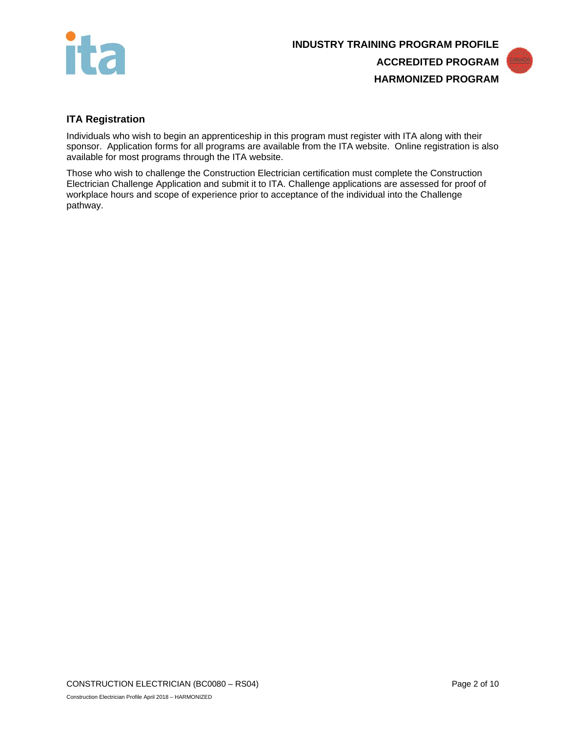## ITA Registration

Individuals who wish to begin an apprenticeship in this program must register with ITA along with their sponsor. Application forms for all programs are available from the ITA website. Online registration is also available for most programs through the ITA website.

Those who wish to challenge the Construction Electrician certification must complete the Construction Electrician Challenge Application and submit it to ITA. Challenge applications are assessed for proof of workplace hours and scope of experience prior to acceptance of the individual into the Challenge pathway.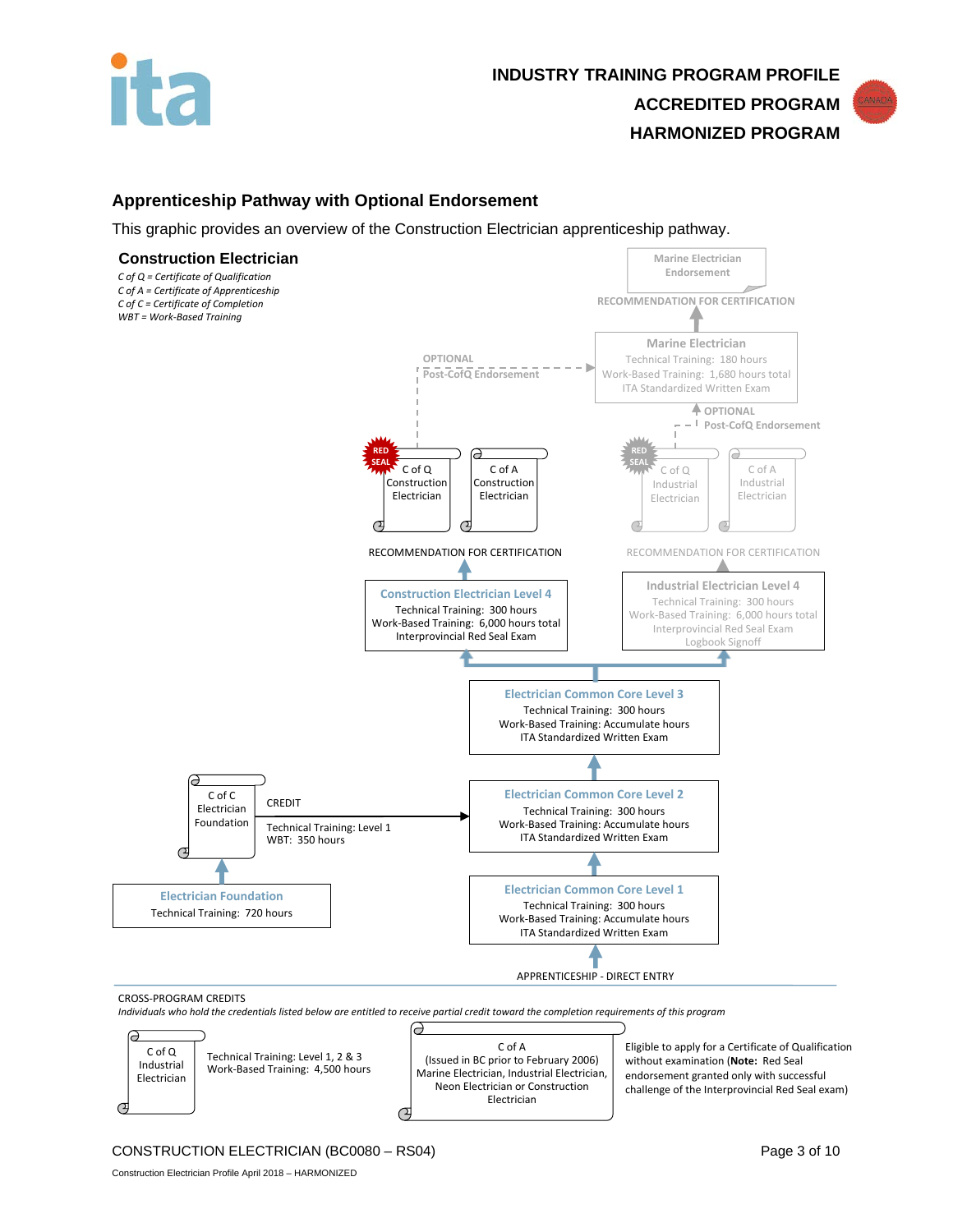**INDUSTRY TRAINING PROGRAM PROFILE**
**ACCREDITED PROGRAM**
**HARMONIZED PROGRAM**

## Apprenticeship Pathway with Optional Endorsement

This graphic provides an overview of the Construction Electrician apprenticeship pathway.

### Construction Electrician

*C of Q = Certificate of Qualification*
*C of A = Certificate of Apprenticeship*
*C of C = Certificate of Completion*
*WBT = Work-Based Training*

Marine Electrician Endorsement

RECOMMENDATION FOR CERTIFICATION

**Marine Electrician**
Technical Training: 180 hours
Work-Based Training: 1,680 hours total
ITA Standardized Written Exam

OPTIONAL
Post-CofQ Endorsement

OPTIONAL
Post-CofQ Endorsement

RED SEAL – C of Q Construction Electrician

C of A Construction Electrician

RED SEAL – C of Q Industrial Electrician

C of A Industrial Electrician

RECOMMENDATION FOR CERTIFICATION

RECOMMENDATION FOR CERTIFICATION

**Construction Electrician Level 4**
Technical Training: 300 hours
Work-Based Training: 6,000 hours total
Interprovincial Red Seal Exam

**Industrial Electrician Level 4**
Technical Training: 300 hours
Work-Based Training: 6,000 hours total
Interprovincial Red Seal Exam
Logbook Signoff

**Electrician Common Core Level 3**
Technical Training: 300 hours
Work-Based Training: Accumulate hours
ITA Standardized Written Exam

C of C Electrician Foundation

CREDIT
Technical Training: Level 1
WBT: 350 hours

**Electrician Common Core Level 2**
Technical Training: 300 hours
Work-Based Training: Accumulate hours
ITA Standardized Written Exam

**Electrician Foundation**
Technical Training: 720 hours

**Electrician Common Core Level 1**
Technical Training: 300 hours
Work-Based Training: Accumulate hours
ITA Standardized Written Exam

APPRENTICESHIP - DIRECT ENTRY

CROSS-PROGRAM CREDITS

*Individuals who hold the credentials listed below are entitled to receive partial credit toward the completion requirements of this program*

C of Q Industrial Electrician

Technical Training: Level 1, 2 & 3
Work-Based Training: 4,500 hours

C of A
(Issued in BC prior to February 2006)
Marine Electrician, Industrial Electrician, Neon Electrician or Construction Electrician

Eligible to apply for a Certificate of Qualification without examination (**Note:** Red Seal endorsement granted only with successful challenge of the Interprovincial Red Seal exam)

CONSTRUCTION ELECTRICIAN (BC0080 – RS04)

Construction Electrician Profile April 2018 – HARMONIZED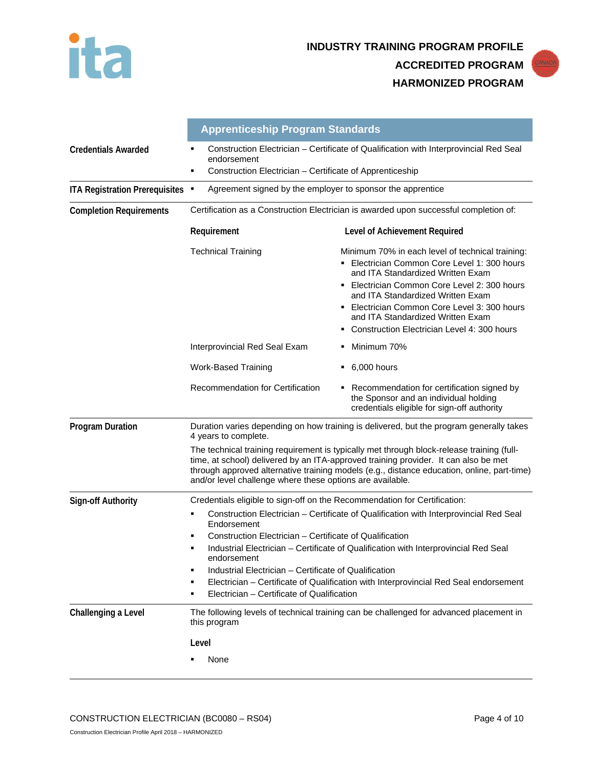INDUSTRY TRAINING PROGRAM PROFILE
ACCREDITED PROGRAM
HARMONIZED PROGRAM

## Apprenticeship Program Standards

**Credentials Awarded**

- Construction Electrician – Certificate of Qualification with Interprovincial Red Seal endorsement
- Construction Electrician – Certificate of Apprenticeship

**ITA Registration Prerequisites**

- Agreement signed by the employer to sponsor the apprentice

**Completion Requirements**

Certification as a Construction Electrician is awarded upon successful completion of:

| Requirement | Level of Achievement Required |
|---|---|
| Technical Training | Minimum 70% in each level of technical training:<br>▪ Electrician Common Core Level 1: 300 hours and ITA Standardized Written Exam<br>▪ Electrician Common Core Level 2: 300 hours and ITA Standardized Written Exam<br>▪ Electrician Common Core Level 3: 300 hours and ITA Standardized Written Exam<br>▪ Construction Electrician Level 4: 300 hours |
| Interprovincial Red Seal Exam | ▪ Minimum 70% |
| Work-Based Training | ▪ 6,000 hours |
| Recommendation for Certification | ▪ Recommendation for certification signed by the Sponsor and an individual holding credentials eligible for sign-off authority |

**Program Duration**

Duration varies depending on how training is delivered, but the program generally takes 4 years to complete.

The technical training requirement is typically met through block-release training (full-time, at school) delivered by an ITA-approved training provider. It can also be met through approved alternative training models (e.g., distance education, online, part-time) and/or level challenge where these options are available.

**Sign-off Authority**

Credentials eligible to sign-off on the Recommendation for Certification:

- Construction Electrician – Certificate of Qualification with Interprovincial Red Seal Endorsement
- Construction Electrician – Certificate of Qualification
- Industrial Electrician – Certificate of Qualification with Interprovincial Red Seal endorsement
- Industrial Electrician – Certificate of Qualification
- Electrician – Certificate of Qualification with Interprovincial Red Seal endorsement
- Electrician – Certificate of Qualification

**Challenging a Level**

The following levels of technical training can be challenged for advanced placement in this program

**Level**

- None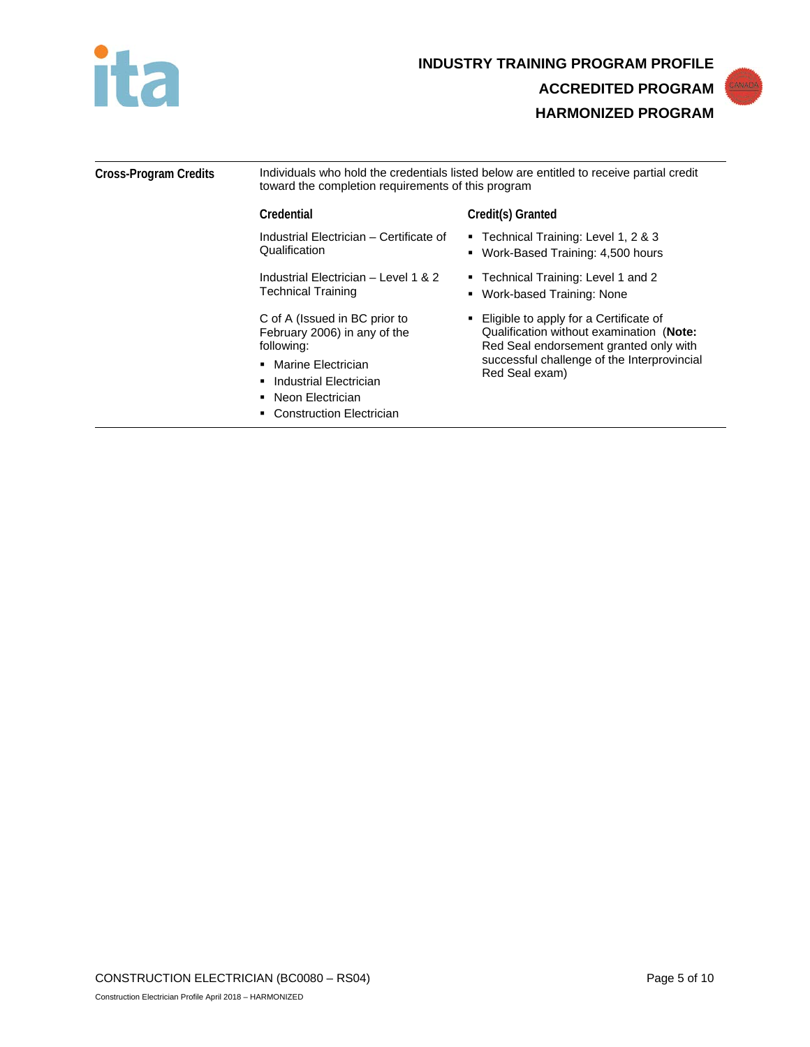## Cross-Program Credits

Individuals who hold the credentials listed below are entitled to receive partial credit toward the completion requirements of this program

| Credential | Credit(s) Granted |
|---|---|
| Industrial Electrician – Certificate of Qualification | ▪ Technical Training: Level 1, 2 & 3<br>▪ Work-Based Training: 4,500 hours |
| Industrial Electrician – Level 1 & 2 Technical Training | ▪ Technical Training: Level 1 and 2<br>▪ Work-based Training: None |
| C of A (Issued in BC prior to February 2006) in any of the following:<br>▪ Marine Electrician<br>▪ Industrial Electrician<br>▪ Neon Electrician<br>▪ Construction Electrician | ▪ Eligible to apply for a Certificate of Qualification without examination (**Note:** Red Seal endorsement granted only with successful challenge of the Interprovincial Red Seal exam) |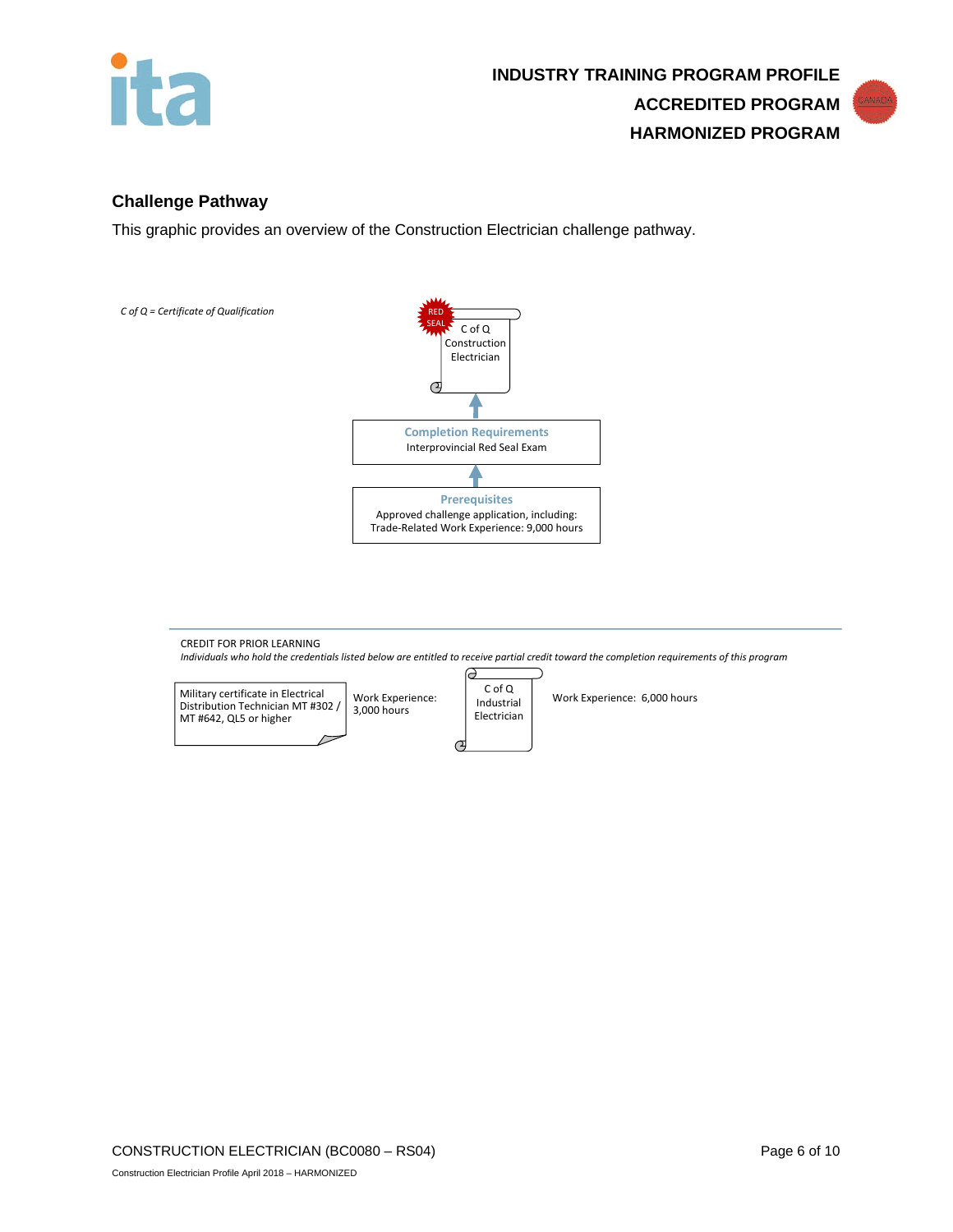## Challenge Pathway

This graphic provides an overview of the Construction Electrician challenge pathway.

*C of Q = Certificate of Qualification*

RED SEAL

C of Q
Construction
Electrician

↑

**Completion Requirements**
Interprovincial Red Seal Exam

↑

**Prerequisites**
Approved challenge application, including:
Trade-Related Work Experience: 9,000 hours

---

CREDIT FOR PRIOR LEARNING

*Individuals who hold the credentials listed below are entitled to receive partial credit toward the completion requirements of this program*

| Credential | Credit |
|---|---|
| Military certificate in Electrical Distribution Technician MT #302 / MT #642, QL5 or higher | Work Experience: 3,000 hours |
| C of Q Industrial Electrician | Work Experience: 6,000 hours |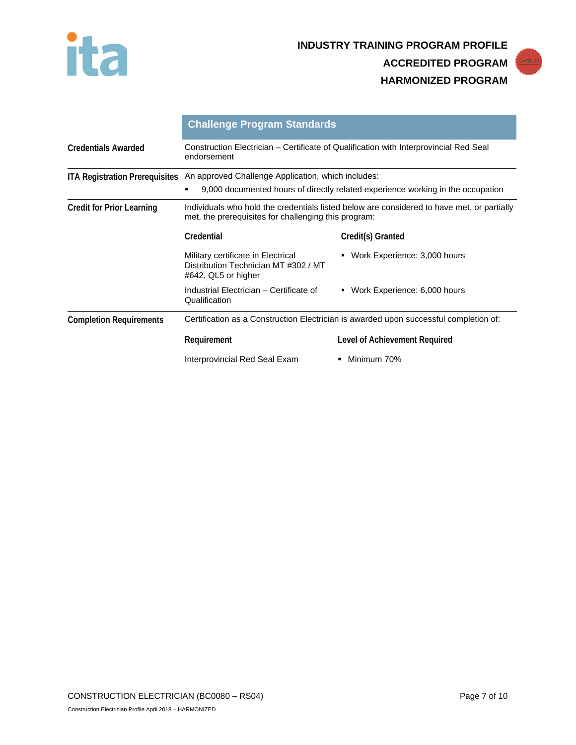## Challenge Program Standards

**Credentials Awarded**

Construction Electrician – Certificate of Qualification with Interprovincial Red Seal endorsement

**ITA Registration Prerequisites**

An approved Challenge Application, which includes:

- 9,000 documented hours of directly related experience working in the occupation

**Credit for Prior Learning**

Individuals who hold the credentials listed below are considered to have met, or partially met, the prerequisites for challenging this program:

| Credential | Credit(s) Granted |
| --- | --- |
| Military certificate in Electrical Distribution Technician MT #302 / MT #642, QL5 or higher | Work Experience: 3,000 hours |
| Industrial Electrician – Certificate of Qualification | Work Experience: 6,000 hours |

**Completion Requirements**

Certification as a Construction Electrician is awarded upon successful completion of:

| Requirement | Level of Achievement Required |
| --- | --- |
| Interprovincial Red Seal Exam | Minimum 70% |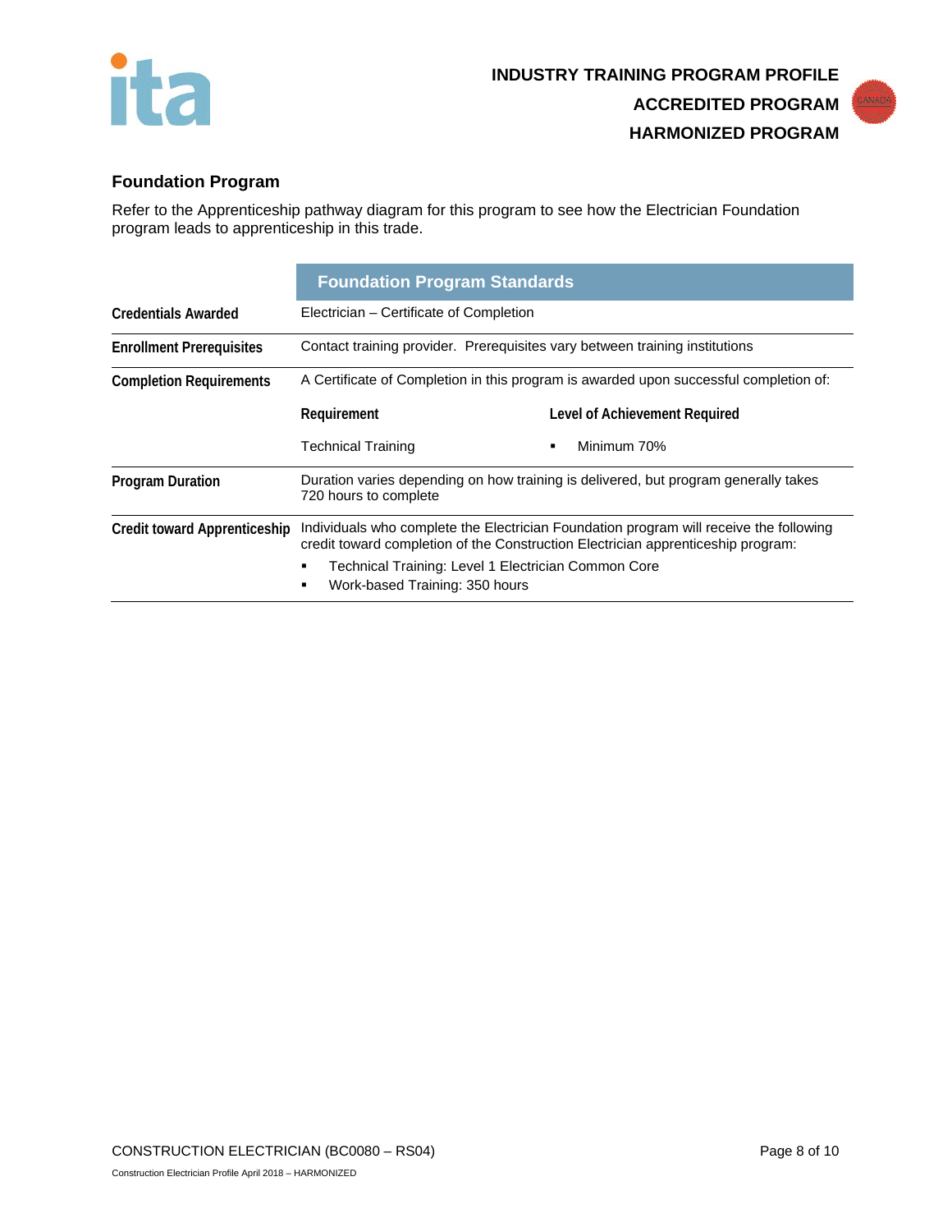## Foundation Program

Refer to the Apprenticeship pathway diagram for this program to see how the Electrician Foundation program leads to apprenticeship in this trade.

| | Foundation Program Standards | |
|---|---|---|
| **Credentials Awarded** | Electrician – Certificate of Completion | |
| **Enrollment Prerequisites** | Contact training provider. Prerequisites vary between training institutions | |
| **Completion Requirements** | A Certificate of Completion in this program is awarded upon successful completion of: | |
| | **Requirement** | **Level of Achievement Required** |
| | Technical Training | ▪ Minimum 70% |
| **Program Duration** | Duration varies depending on how training is delivered, but program generally takes 720 hours to complete | |
| **Credit toward Apprenticeship** | Individuals who complete the Electrician Foundation program will receive the following credit toward completion of the Construction Electrician apprenticeship program:<br>▪ Technical Training: Level 1 Electrician Common Core<br>▪ Work-based Training: 350 hours | |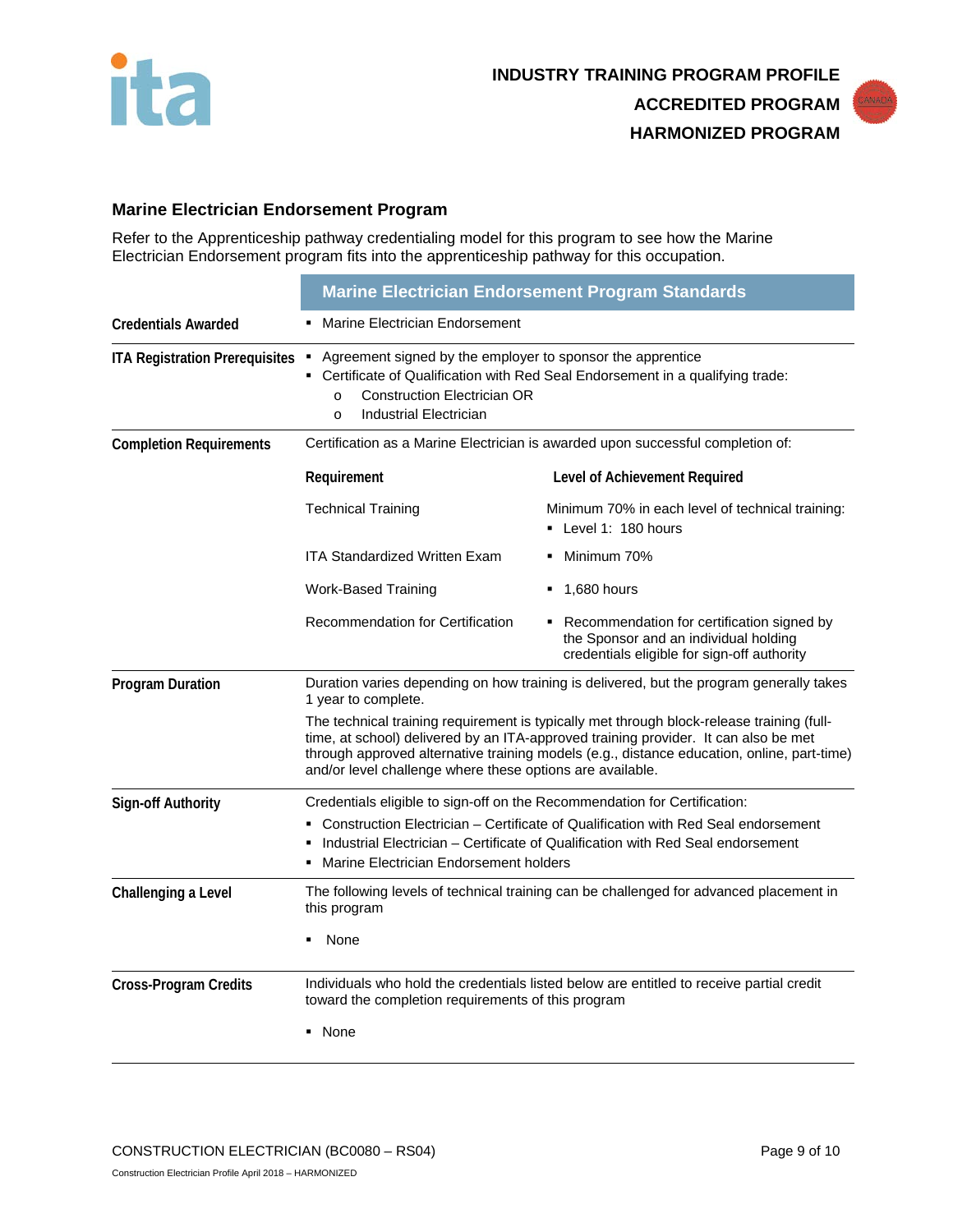## Marine Electrician Endorsement Program

Refer to the Apprenticeship pathway credentialing model for this program to see how the Marine Electrician Endorsement program fits into the apprenticeship pathway for this occupation.

| | Marine Electrician Endorsement Program Standards | |
|---|---|---|
| **Credentials Awarded** | ▪ Marine Electrician Endorsement | |
| **ITA Registration Prerequisites** | ▪ Agreement signed by the employer to sponsor the apprentice<br>▪ Certificate of Qualification with Red Seal Endorsement in a qualifying trade:<br>o Construction Electrician OR<br>o Industrial Electrician | |
| **Completion Requirements** | Certification as a Marine Electrician is awarded upon successful completion of: | |
| | **Requirement** | **Level of Achievement Required** |
| | Technical Training | Minimum 70% in each level of technical training:<br>▪ Level 1: 180 hours |
| | ITA Standardized Written Exam | ▪ Minimum 70% |
| | Work-Based Training | ▪ 1,680 hours |
| | Recommendation for Certification | ▪ Recommendation for certification signed by the Sponsor and an individual holding credentials eligible for sign-off authority |
| **Program Duration** | Duration varies depending on how training is delivered, but the program generally takes 1 year to complete.<br>The technical training requirement is typically met through block-release training (full-time, at school) delivered by an ITA-approved training provider. It can also be met through approved alternative training models (e.g., distance education, online, part-time) and/or level challenge where these options are available. | |
| **Sign-off Authority** | Credentials eligible to sign-off on the Recommendation for Certification:<br>▪ Construction Electrician – Certificate of Qualification with Red Seal endorsement<br>▪ Industrial Electrician – Certificate of Qualification with Red Seal endorsement<br>▪ Marine Electrician Endorsement holders | |
| **Challenging a Level** | The following levels of technical training can be challenged for advanced placement in this program<br>▪ None | |
| **Cross-Program Credits** | Individuals who hold the credentials listed below are entitled to receive partial credit toward the completion requirements of this program<br>▪ None | |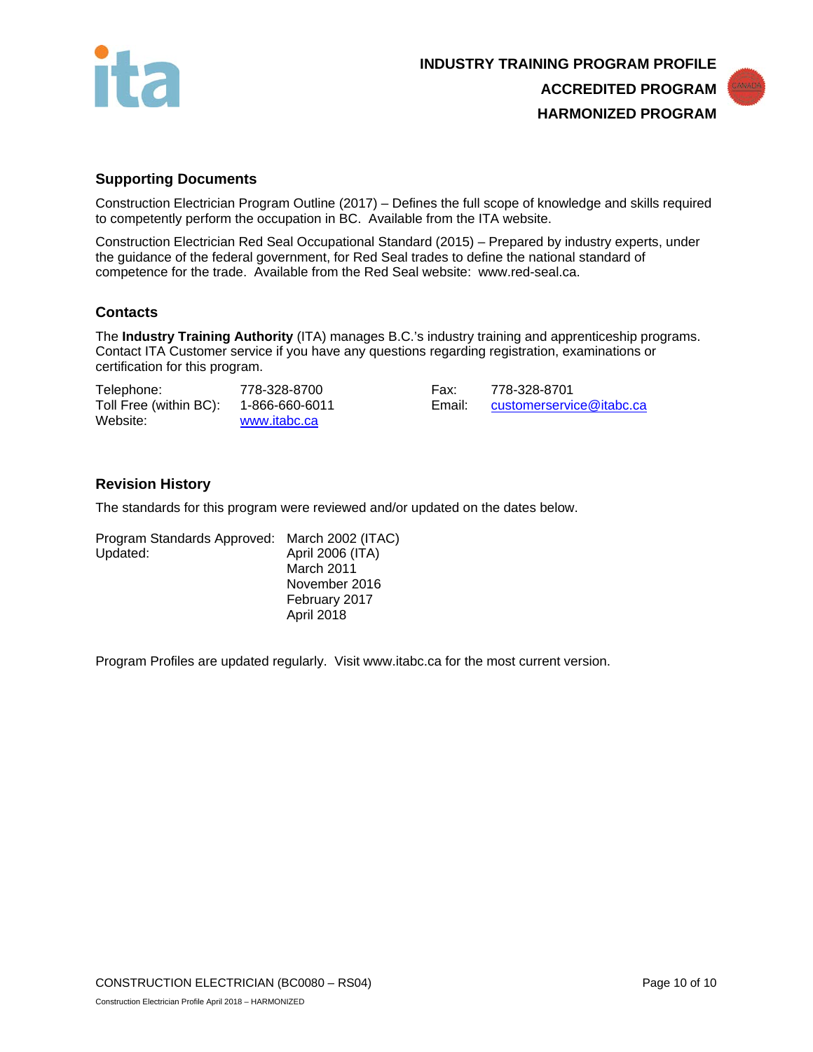## Supporting Documents

Construction Electrician Program Outline (2017) – Defines the full scope of knowledge and skills required to competently perform the occupation in BC. Available from the ITA website.

Construction Electrician Red Seal Occupational Standard (2015) – Prepared by industry experts, under the guidance of the federal government, for Red Seal trades to define the national standard of competence for the trade. Available from the Red Seal website: www.red-seal.ca.

## Contacts

The **Industry Training Authority** (ITA) manages B.C.'s industry training and apprenticeship programs. Contact ITA Customer service if you have any questions regarding registration, examinations or certification for this program.

| | | | |
|---|---|---|---|
| Telephone: | 778-328-8700 | Fax: | 778-328-8701 |
| Toll Free (within BC): | 1-866-660-6011 | Email: | customerservice@itabc.ca |
| Website: | www.itabc.ca | | |

## Revision History

The standards for this program were reviewed and/or updated on the dates below.

| | |
|---|---|
| Program Standards Approved: | March 2002 (ITAC) |
| Updated: | April 2006 (ITA) |
| | March 2011 |
| | November 2016 |
| | February 2017 |
| | April 2018 |

Program Profiles are updated regularly. Visit www.itabc.ca for the most current version.